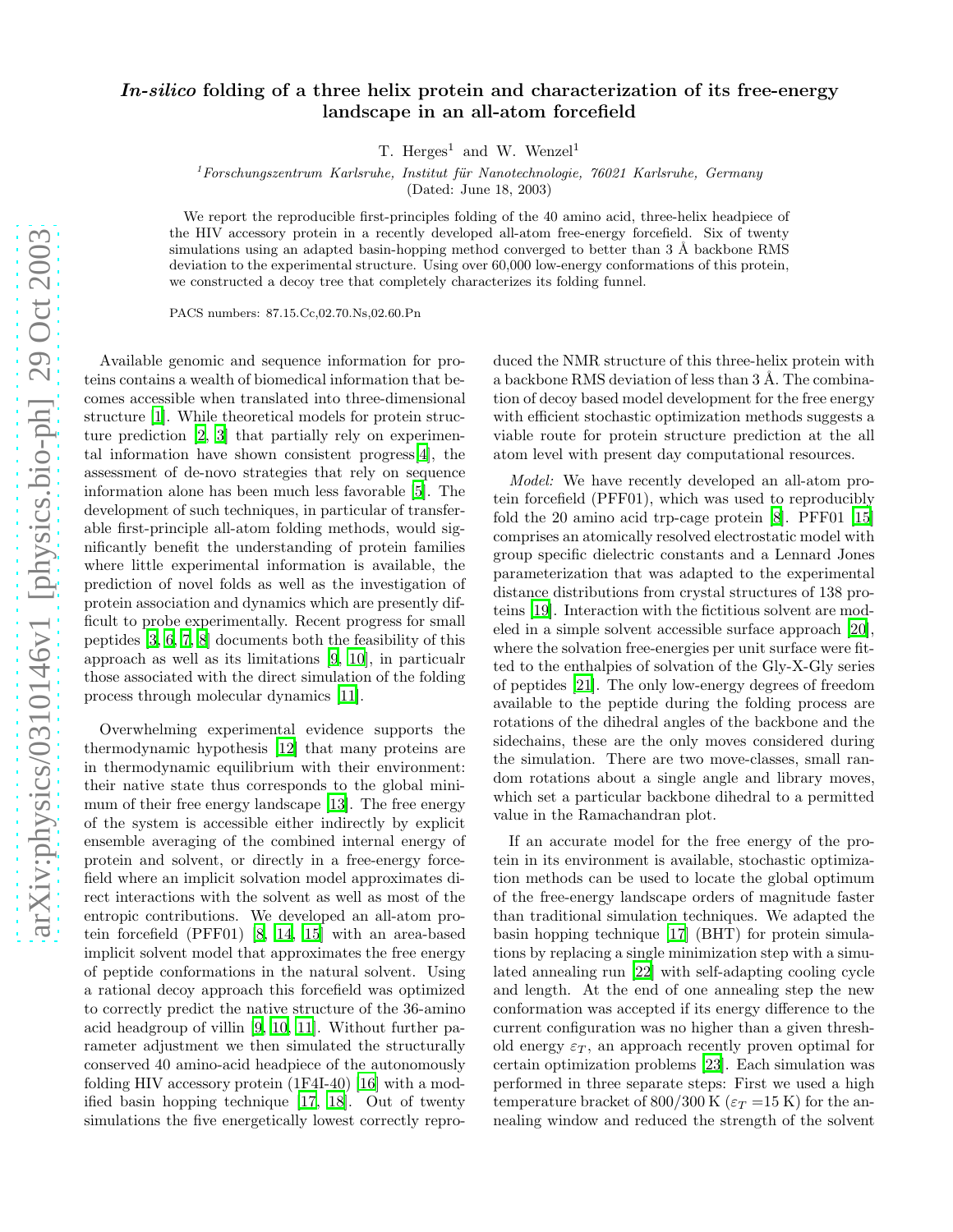# *In-silico* folding of a three helix protein and characterization of its free-energy landscape in an all-atom forcefield

T. Herges[1] and W. Wenzel[1]

[1]*Forschungszentrum Karlsruhe, Institut für Nanotechnologie, 76021 Karlsruhe, Germany*

(Dated: June 18, 2003)

We report the reproducible first-principles folding of the 40 amino acid, three-helix headpiece of the HIV accessory protein in a recently developed all-atom free-energy forcefield. Six of twenty simulations using an adapted basin-hopping method converged to better than 3 Å backbone RMS deviation to the experimental structure. Using over 60,000 low-energy conformations of this protein, we constructed a decoy tree that completely characterizes its folding funnel.

PACS numbers: 87.15.Cc,02.70.Ns,02.60.Pn

Available genomic and sequence information for proteins contains a wealth of biomedical information that becomes accessible when translated into three-dimensional structure [1]. While theoretical models for protein structure prediction [2, 3] that partially rely on experimental information have shown consistent progress[4], the assessment of de-novo strategies that rely on sequence information alone has been much less favorable [5]. The development of such techniques, in particular of transferable first-principle all-atom folding methods, would significantly benefit the understanding of protein families where little experimental information is available, the prediction of novel folds as well as the investigation of protein association and dynamics which are presently difficult to probe experimentally. Recent progress for small peptides [3, 6, 7, 8] documents both the feasibility of this approach as well as its limitations [9, 10], in particualr those associated with the direct simulation of the folding process through molecular dynamics [11].

Overwhelming experimental evidence supports the thermodynamic hypothesis [12] that many proteins are in thermodynamic equilibrium with their environment: their native state thus corresponds to the global minimum of their free energy landscape [13]. The free energy of the system is accessible either indirectly by explicit ensemble averaging of the combined internal energy of protein and solvent, or directly in a free-energy forcefield where an implicit solvation model approximates direct interactions with the solvent as well as most of the entropic contributions. We developed an all-atom protein forcefield (PFF01) [8, 14, 15] with an area-based implicit solvent model that approximates the free energy of peptide conformations in the natural solvent. Using a rational decoy approach this forcefield was optimized to correctly predict the native structure of the 36-amino acid headgroup of villin [9, 10, 11]. Without further parameter adjustment we then simulated the structurally conserved 40 amino-acid headpiece of the autonomously folding HIV accessory protein (1F4I-40) [16] with a modified basin hopping technique [17, 18]. Out of twenty simulations the five energetically lowest correctly reproduced the NMR structure of this three-helix protein with a backbone RMS deviation of less than 3 Å. The combination of decoy based model development for the free energy with efficient stochastic optimization methods suggests a viable route for protein structure prediction at the all atom level with present day computational resources.

*Model:* We have recently developed an all-atom protein forcefield (PFF01), which was used to reproducibly fold the 20 amino acid trp-cage protein [8]. PFF01 [15] comprises an atomically resolved electrostatic model with group specific dielectric constants and a Lennard Jones parameterization that was adapted to the experimental distance distributions from crystal structures of 138 proteins [19]. Interaction with the fictitious solvent are modeled in a simple solvent accessible surface approach [20], where the solvation free-energies per unit surface were fitted to the enthalpies of solvation of the Gly-X-Gly series of peptides [21]. The only low-energy degrees of freedom available to the peptide during the folding process are rotations of the dihedral angles of the backbone and the sidechains, these are the only moves considered during the simulation. There are two move-classes, small random rotations about a single angle and library moves, which set a particular backbone dihedral to a permitted value in the Ramachandran plot.

If an accurate model for the free energy of the protein in its environment is available, stochastic optimization methods can be used to locate the global optimum of the free-energy landscape orders of magnitude faster than traditional simulation techniques. We adapted the basin hopping technique [17] (BHT) for protein simulations by replacing a single minimization step with a simulated annealing run [22] with self-adapting cooling cycle and length. At the end of one annealing step the new conformation was accepted if its energy difference to the current configuration was no higher than a given threshold energy $\varepsilon_T$, an approach recently proven optimal for certain optimization problems [23]. Each simulation was performed in three separate steps: First we used a high temperature bracket of 800/300 K ($\varepsilon_T$ =15 K) for the annealing window and reduced the strength of the solvent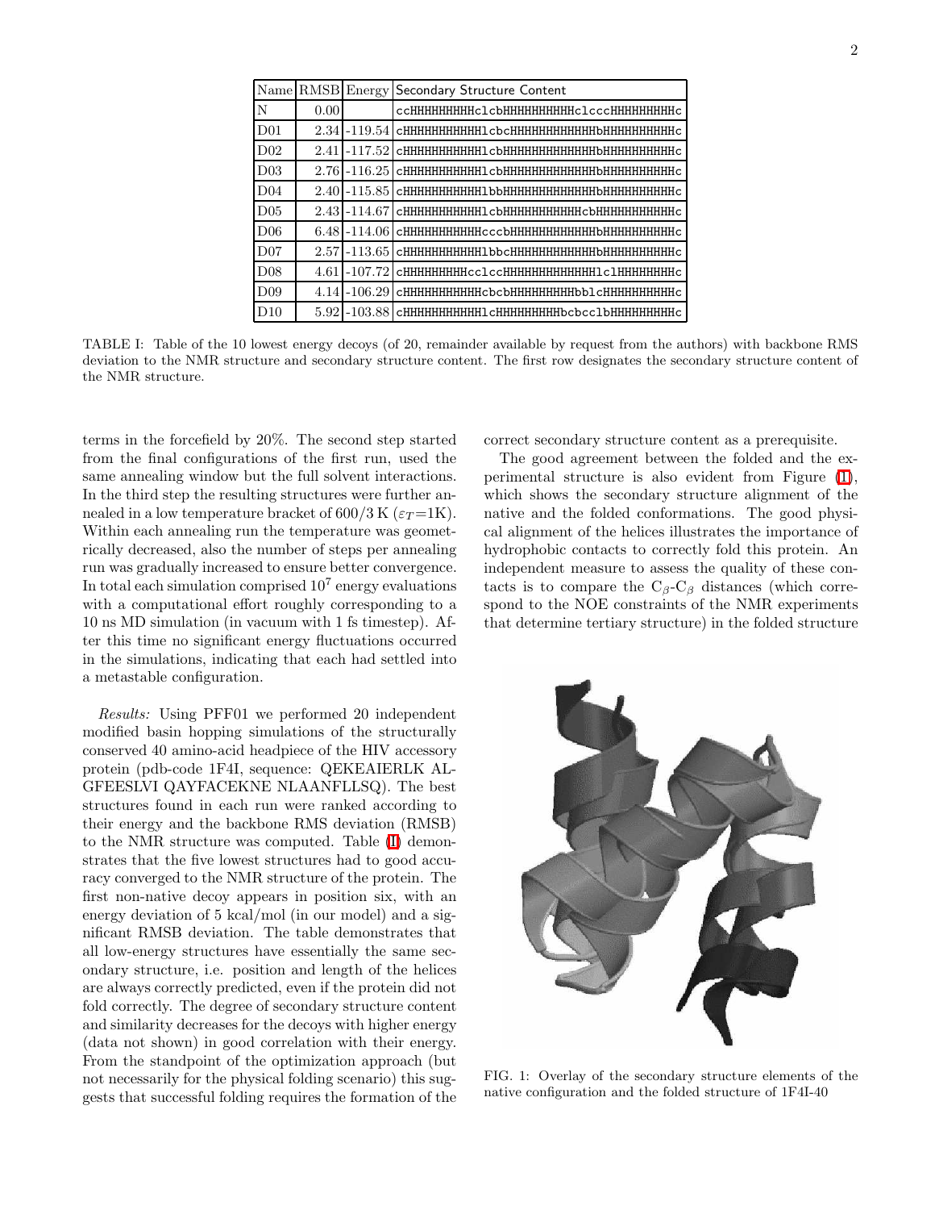| Name | RMSB | Energy | Secondary Structure Content |
|---|---|---|---|
| N | 0.00 | | ccHHHHHHHHHclcbHHHHHHHHHHclcccHHHHHHHHHc |
| D01 | 2.34 | -119.54 | cHHHHHHHHHHHlcbcHHHHHHHHHHHHbHHHHHHHHHHc |
| D02 | 2.41 | -117.52 | cHHHHHHHHHHHlcbHHHHHHHHHHHHHbHHHHHHHHHHc |
| D03 | 2.76 | -116.25 | cHHHHHHHHHHHlcbHHHHHHHHHHHHHbHHHHHHHHHHc |
| D04 | 2.40 | -115.85 | cHHHHHHHHHHHlbbHHHHHHHHHHHHHbHHHHHHHHHHc |
| D05 | 2.43 | -114.67 | cHHHHHHHHHHHlcbHHHHHHHHHHHHcbHHHHHHHHHHc |
| D06 | 6.48 | -114.06 | cHHHHHHHHHHHcccbHHHHHHHHHHHHbHHHHHHHHHHc |
| D07 | 2.57 | -113.65 | cHHHHHHHHHHHlbbcHHHHHHHHHHHHbHHHHHHHHHHc |
| D08 | 4.61 | -107.72 | cHHHHHHHHHcclccHHHHHHHHHHHHHlclHHHHHHHHc |
| D09 | 4.14 | -106.29 | cHHHHHHHHHHHcbcbHHHHHHHHHHbblcHHHHHHHHHc |
| D10 | 5.92 | -103.88 | cHHHHHHHHHHHlcHHHHHHHHHbcbcclbHHHHHHHHHc |

TABLE I: Table of the 10 lowest energy decoys (of 20, remainder available by request from the authors) with backbone RMS deviation to the NMR structure and secondary structure content. The first row designates the secondary structure content of the NMR structure.

terms in the forcefield by 20%. The second step started from the final configurations of the first run, used the same annealing window but the full solvent interactions. In the third step the resulting structures were further annealed in a low temperature bracket of 600/3 K ($\varepsilon_T$=1K). Within each annealing run the temperature was geometrically decreased, also the number of steps per annealing run was gradually increased to ensure better convergence. In total each simulation comprised $10^7$ energy evaluations with a computational effort roughly corresponding to a 10 ns MD simulation (in vacuum with 1 fs timestep). After this time no significant energy fluctuations occurred in the simulations, indicating that each had settled into a metastable configuration.

*Results:* Using PFF01 we performed 20 independent modified basin hopping simulations of the structurally conserved 40 amino-acid headpiece of the HIV accessory protein (pdb-code 1F4I, sequence: QEKEAIERLK ALGFEESLVI QAYFACEKNE NLAANFLLSQ). The best structures found in each run were ranked according to their energy and the backbone RMS deviation (RMSB) to the NMR structure was computed. Table (I) demonstrates that the five lowest structures had to good accuracy converged to the NMR structure of the protein. The first non-native decoy appears in position six, with an energy deviation of 5 kcal/mol (in our model) and a significant RMSB deviation. The table demonstrates that all low-energy structures have essentially the same secondary structure, i.e. position and length of the helices are always correctly predicted, even if the protein did not fold correctly. The degree of secondary structure content and similarity decreases for the decoys with higher energy (data not shown) in good correlation with their energy. From the standpoint of the optimization approach (but not necessarily for the physical folding scenario) this suggests that successful folding requires the formation of the correct secondary structure content as a prerequisite.

The good agreement between the folded and the experimental structure is also evident from Figure (1), which shows the secondary structure alignment of the native and the folded conformations. The good physical alignment of the helices illustrates the importance of hydrophobic contacts to correctly fold this protein. An independent measure to assess the quality of these contacts is to compare the $C_\beta$-$C_\beta$ distances (which correspond to the NOE constraints of the NMR experiments that determine tertiary structure) in the folded structure

FIG. 1: Overlay of the secondary structure elements of the native configuration and the folded structure of 1F4I-40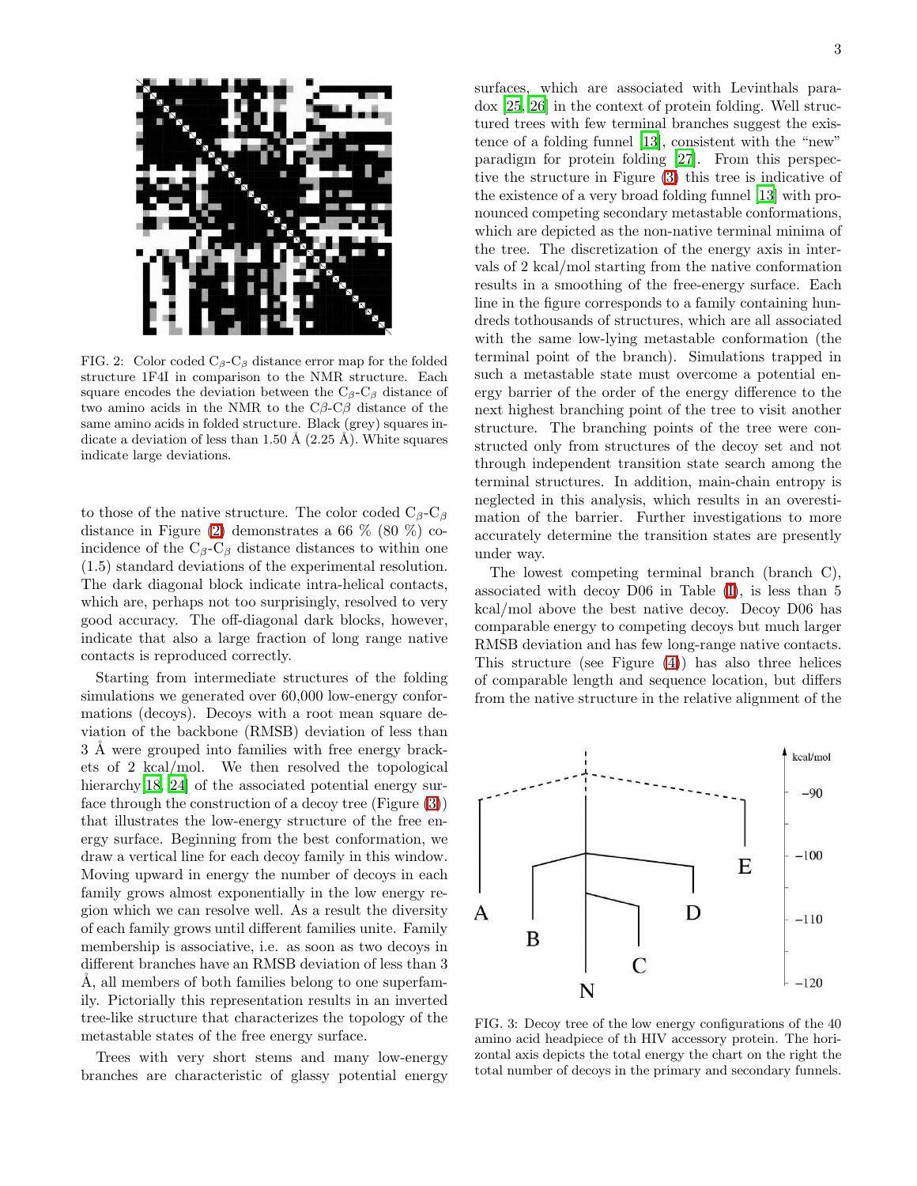FIG. 2: Color coded $C_\beta$-$C_\beta$ distance error map for the folded structure 1F4I in comparison to the NMR structure. Each square encodes the deviation between the $C_\beta$-$C_\beta$ distance of two amino acids in the NMR to the $C\beta$-$C\beta$ distance of the same amino acids in folded structure. Black (grey) squares indicate a deviation of less than 1.50 Å (2.25 Å). White squares indicate large deviations.

to those of the native structure. The color coded $C_\beta$-$C_\beta$ distance in Figure (2) demonstrates a 66 % (80 %) coincidence of the $C_\beta$-$C_\beta$ distance distances to within one (1.5) standard deviations of the experimental resolution. The dark diagonal block indicate intra-helical contacts, which are, perhaps not too surprisingly, resolved to very good accuracy. The off-diagonal dark blocks, however, indicate that also a large fraction of long range native contacts is reproduced correctly.

Starting from intermediate structures of the folding simulations we generated over 60,000 low-energy conformations (decoys). Decoys with a root mean square deviation of the backbone (RMSB) deviation of less than 3 Å were grouped into families with free energy brackets of 2 kcal/mol. We then resolved the topological hierarchy [18, 24] of the associated potential energy surface through the construction of a decoy tree (Figure (3)) that illustrates the low-energy structure of the free energy surface. Beginning from the best conformation, we draw a vertical line for each decoy family in this window. Moving upward in energy the number of decoys in each family grows almost exponentially in the low energy region which we can resolve well. As a result the diversity of each family grows until different families unite. Family membership is associative, i.e. as soon as two decoys in different branches have an RMSB deviation of less than 3 Å, all members of both families belong to one superfamily. Pictorially this representation results in an inverted tree-like structure that characterizes the topology of the metastable states of the free energy surface.

Trees with very short stems and many low-energy branches are characteristic of glassy potential energy surfaces, which are associated with Levinthals paradox [25, 26] in the context of protein folding. Well structured trees with few terminal branches suggest the existence of a folding funnel [13], consistent with the "new" paradigm for protein folding [27]. From this perspective the structure in Figure (3) this tree is indicative of the existence of a very broad folding funnel [13] with pronounced competing secondary metastable conformations, which are depicted as the non-native terminal minima of the tree. The discretization of the energy axis in intervals of 2 kcal/mol starting from the native conformation results in a smoothing of the free-energy surface. Each line in the figure corresponds to a family containing hundreds tothousands of structures, which are all associated with the same low-lying metastable conformation (the terminal point of the branch). Simulations trapped in such a metastable state must overcome a potential energy barrier of the order of the energy difference to the next highest branching point of the tree to visit another structure. The branching points of the tree were constructed only from structures of the decoy set and not through independent transition state search among the terminal structures. In addition, main-chain entropy is neglected in this analysis, which results in an overestimation of the barrier. Further investigations to more accurately determine the transition states are presently under way.

The lowest competing terminal branch (branch C), associated with decoy D06 in Table (I), is less than 5 kcal/mol above the best native decoy. Decoy D06 has comparable energy to competing decoys but much larger RMSB deviation and has few long-range native contacts. This structure (see Figure (4)) has also three helices of comparable length and sequence location, but differs from the native structure in the relative alignment of the

kcal/mol
-90
-100
-110
-120
A
B
C
D
E
N

FIG. 3: Decoy tree of the low energy configurations of the 40 amino acid headpiece of th HIV accessory protein. The horizontal axis depicts the total energy the chart on the right the total number of decoys in the primary and secondary funnels.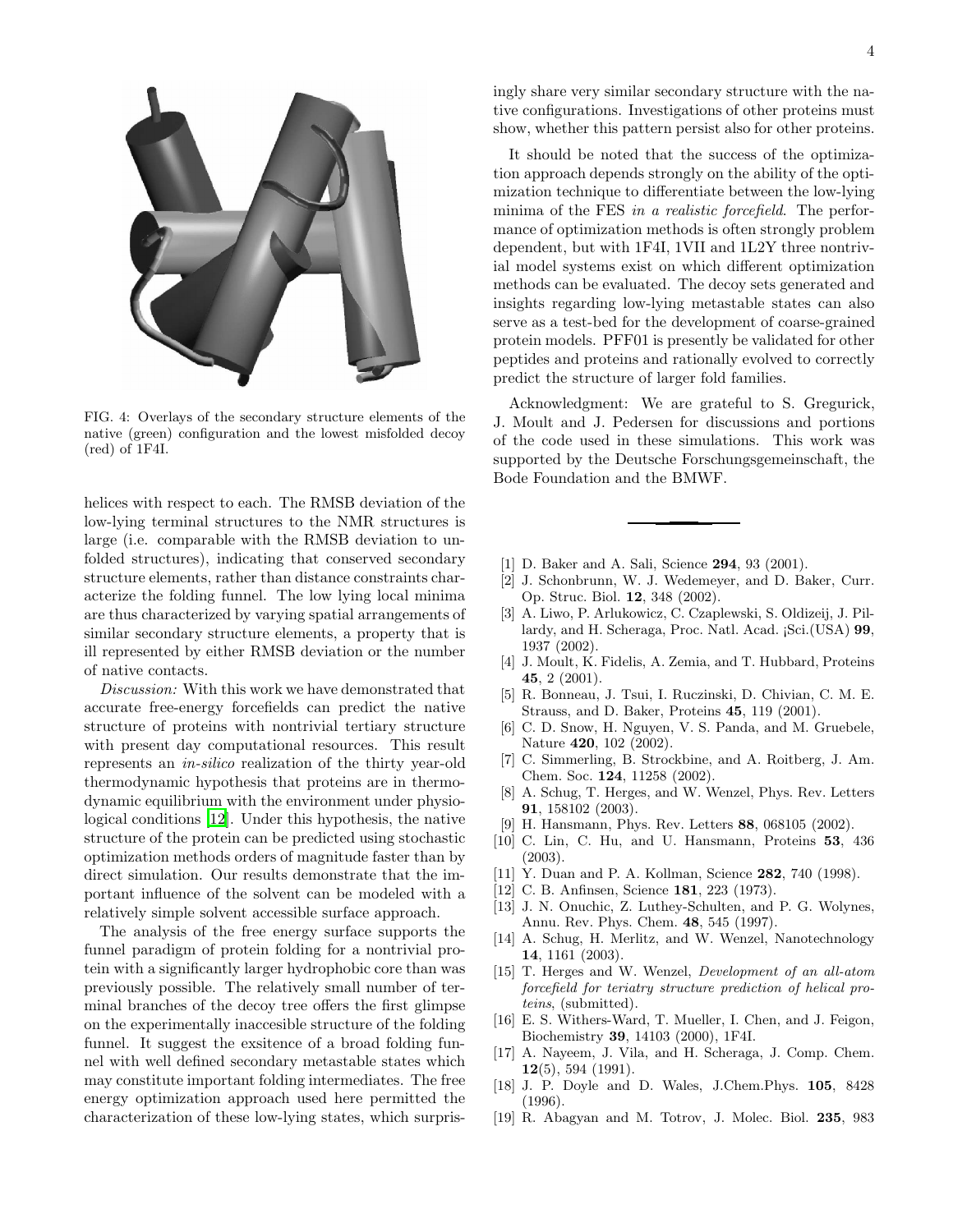FIG. 4: Overlays of the secondary structure elements of the native (green) configuration and the lowest misfolded decoy (red) of 1F4I.

helices with respect to each. The RMSB deviation of the low-lying terminal structures to the NMR structures is large (i.e. comparable with the RMSB deviation to unfolded structures), indicating that conserved secondary structure elements, rather than distance constraints characterize the folding funnel. The low lying local minima are thus characterized by varying spatial arrangements of similar secondary structure elements, a property that is ill represented by either RMSB deviation or the number of native contacts.

*Discussion:* With this work we have demonstrated that accurate free-energy forcefields can predict the native structure of proteins with nontrivial tertiary structure with present day computational resources. This result represents an *in-silico* realization of the thirty year-old thermodynamic hypothesis that proteins are in thermodynamic equilibrium with the environment under physiological conditions [12]. Under this hypothesis, the native structure of the protein can be predicted using stochastic optimization methods orders of magnitude faster than by direct simulation. Our results demonstrate that the important influence of the solvent can be modeled with a relatively simple solvent accessible surface approach.

The analysis of the free energy surface supports the funnel paradigm of protein folding for a nontrivial protein with a significantly larger hydrophobic core than was previously possible. The relatively small number of terminal branches of the decoy tree offers the first glimpse on the experimentally inaccesible structure of the folding funnel. It suggest the exsitence of a broad folding funnel with well defined secondary metastable states which may constitute important folding intermediates. The free energy optimization approach used here permitted the characterization of these low-lying states, which surprisingly share very similar secondary structure with the native configurations. Investigations of other proteins must show, whether this pattern persist also for other proteins.

It should be noted that the success of the optimization approach depends strongly on the ability of the optimization technique to differentiate between the low-lying minima of the FES *in a realistic forcefield*. The performance of optimization methods is often strongly problem dependent, but with 1F4I, 1VII and 1L2Y three nontrivial model systems exist on which different optimization methods can be evaluated. The decoy sets generated and insights regarding low-lying metastable states can also serve as a test-bed for the development of coarse-grained protein models. PFF01 is presently be validated for other peptides and proteins and rationally evolved to correctly predict the structure of larger fold families.

Acknowledgment: We are grateful to S. Gregurick, J. Moult and J. Pedersen for discussions and portions of the code used in these simulations. This work was supported by the Deutsche Forschungsgemeinschaft, the Bode Foundation and the BMWF.

---

[1] D. Baker and A. Sali, Science **294**, 93 (2001).

[2] J. Schonbrunn, W. J. Wedemeyer, and D. Baker, Curr. Op. Struc. Biol. **12**, 348 (2002).

[3] A. Liwo, P. Arlukowicz, C. Czaplewski, S. Oldizeij, J. Pillardy, and H. Scheraga, Proc. Natl. Acad. ¡Sci.(USA) **99**, 1937 (2002).

[4] J. Moult, K. Fidelis, A. Zemia, and T. Hubbard, Proteins **45**, 2 (2001).

[5] R. Bonneau, J. Tsui, I. Ruczinski, D. Chivian, C. M. E. Strauss, and D. Baker, Proteins **45**, 119 (2001).

[6] C. D. Snow, H. Nguyen, V. S. Panda, and M. Gruebele, Nature **420**, 102 (2002).

[7] C. Simmerling, B. Strockbine, and A. Roitberg, J. Am. Chem. Soc. **124**, 11258 (2002).

[8] A. Schug, T. Herges, and W. Wenzel, Phys. Rev. Letters **91**, 158102 (2003).

[9] H. Hansmann, Phys. Rev. Letters **88**, 068105 (2002).

[10] C. Lin, C. Hu, and U. Hansmann, Proteins **53**, 436 (2003).

[11] Y. Duan and P. A. Kollman, Science **282**, 740 (1998).

[12] C. B. Anfinsen, Science **181**, 223 (1973).

[13] J. N. Onuchic, Z. Luthey-Schulten, and P. G. Wolynes, Annu. Rev. Phys. Chem. **48**, 545 (1997).

[14] A. Schug, H. Merlitz, and W. Wenzel, Nanotechnology **14**, 1161 (2003).

[15] T. Herges and W. Wenzel, *Development of an all-atom forcefield for teriatry structure prediction of helical proteins*, (submitted).

[16] E. S. Withers-Ward, T. Mueller, I. Chen, and J. Feigon, Biochemistry **39**, 14103 (2000), 1F4I.

[17] A. Nayeem, J. Vila, and H. Scheraga, J. Comp. Chem. **12**(5), 594 (1991).

[18] J. P. Doyle and D. Wales, J.Chem.Phys. **105**, 8428 (1996).

[19] R. Abagyan and M. Totrov, J. Molec. Biol. **235**, 983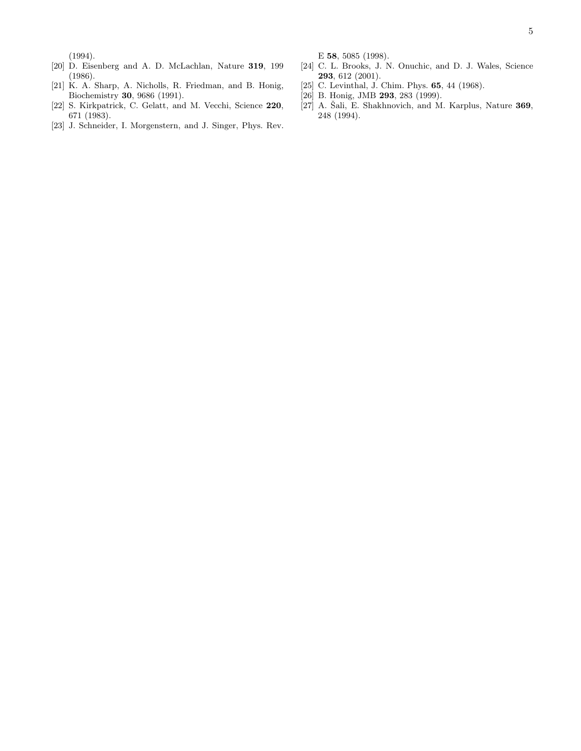(1994).

[20] D. Eisenberg and A. D. McLachlan, Nature **319**, 199 (1986).

[21] K. A. Sharp, A. Nicholls, R. Friedman, and B. Honig, Biochemistry **30**, 9686 (1991).

[22] S. Kirkpatrick, C. Gelatt, and M. Vecchi, Science **220**, 671 (1983).

[23] J. Schneider, I. Morgenstern, and J. Singer, Phys. Rev. E **58**, 5085 (1998).

[24] C. L. Brooks, J. N. Onuchic, and D. J. Wales, Science **293**, 612 (2001).

[25] C. Levinthal, J. Chim. Phys. **65**, 44 (1968).

[26] B. Honig, JMB **293**, 283 (1999).

[27] A. Šali, E. Shakhnovich, and M. Karplus, Nature **369**, 248 (1994).